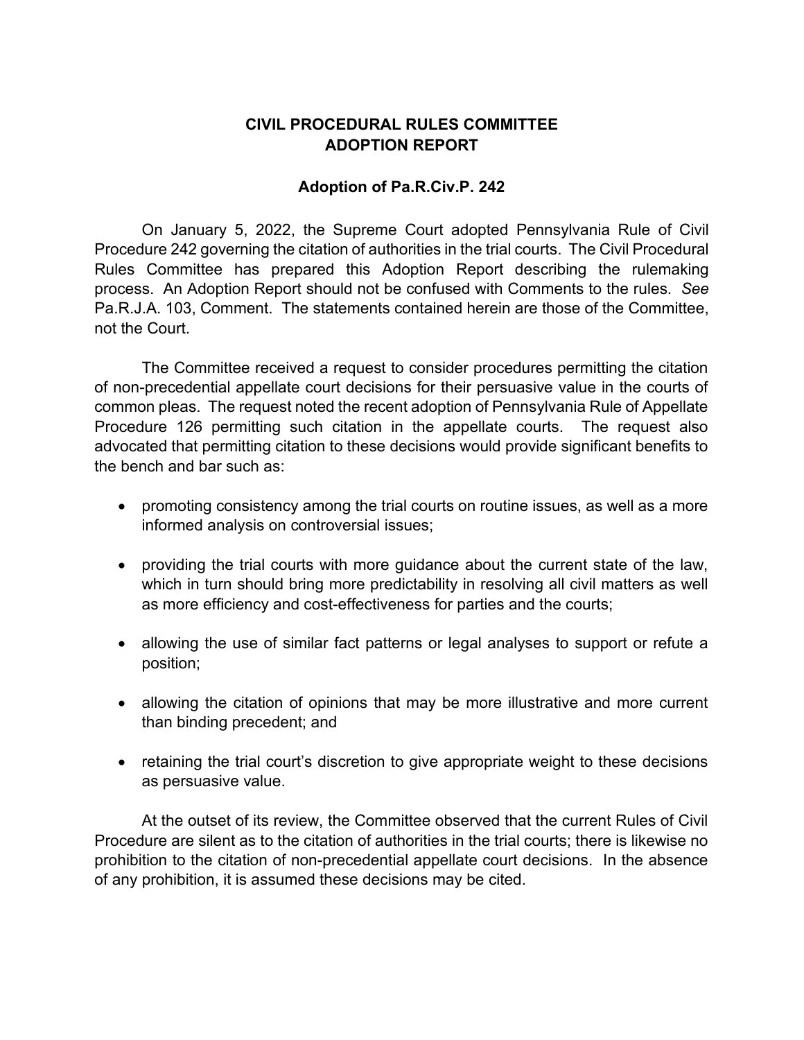# CIVIL PROCEDURAL RULES COMMITTEE
# ADOPTION REPORT

## Adoption of Pa.R.Civ.P. 242

On January 5, 2022, the Supreme Court adopted Pennsylvania Rule of Civil Procedure 242 governing the citation of authorities in the trial courts. The Civil Procedural Rules Committee has prepared this Adoption Report describing the rulemaking process. An Adoption Report should not be confused with Comments to the rules. *See* Pa.R.J.A. 103, Comment. The statements contained herein are those of the Committee, not the Court.

The Committee received a request to consider procedures permitting the citation of non-precedential appellate court decisions for their persuasive value in the courts of common pleas. The request noted the recent adoption of Pennsylvania Rule of Appellate Procedure 126 permitting such citation in the appellate courts. The request also advocated that permitting citation to these decisions would provide significant benefits to the bench and bar such as:

- promoting consistency among the trial courts on routine issues, as well as a more informed analysis on controversial issues;
- providing the trial courts with more guidance about the current state of the law, which in turn should bring more predictability in resolving all civil matters as well as more efficiency and cost-effectiveness for parties and the courts;
- allowing the use of similar fact patterns or legal analyses to support or refute a position;
- allowing the citation of opinions that may be more illustrative and more current than binding precedent; and
- retaining the trial court's discretion to give appropriate weight to these decisions as persuasive value.

At the outset of its review, the Committee observed that the current Rules of Civil Procedure are silent as to the citation of authorities in the trial courts; there is likewise no prohibition to the citation of non-precedential appellate court decisions. In the absence of any prohibition, it is assumed these decisions may be cited.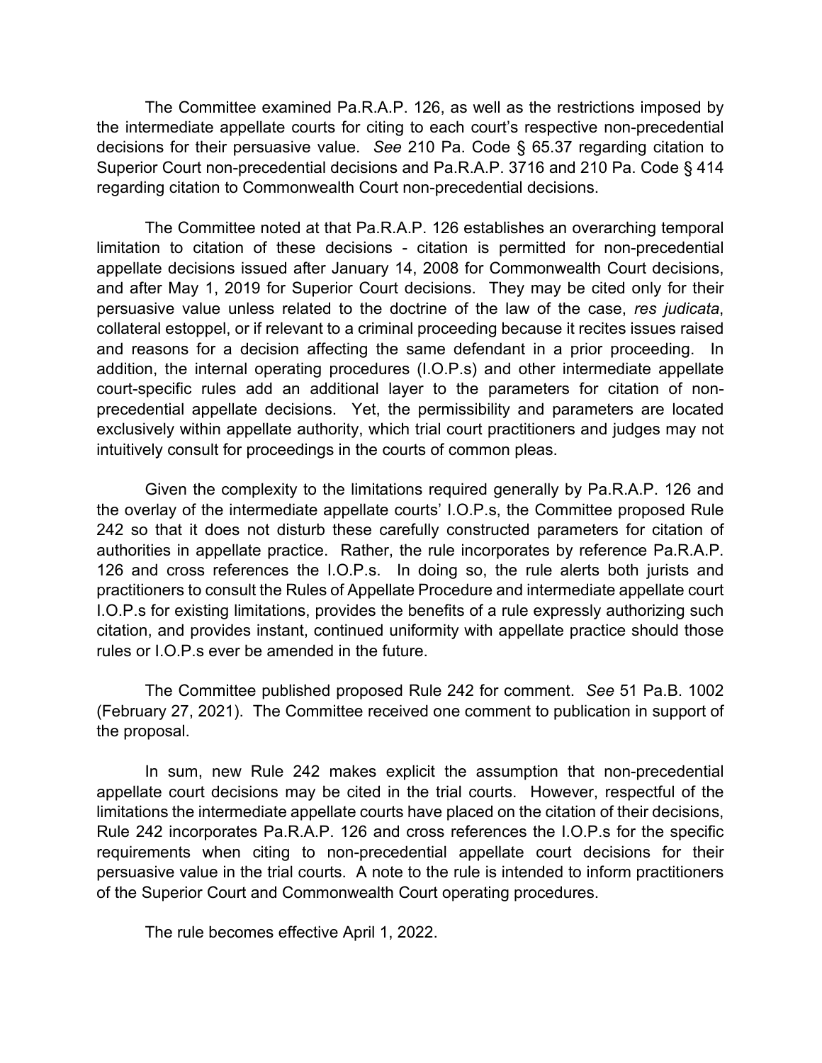The Committee examined Pa.R.A.P. 126, as well as the restrictions imposed by the intermediate appellate courts for citing to each court's respective non-precedential decisions for their persuasive value. *See* 210 Pa. Code § 65.37 regarding citation to Superior Court non-precedential decisions and Pa.R.A.P. 3716 and 210 Pa. Code § 414 regarding citation to Commonwealth Court non-precedential decisions.

The Committee noted at that Pa.R.A.P. 126 establishes an overarching temporal limitation to citation of these decisions - citation is permitted for non-precedential appellate decisions issued after January 14, 2008 for Commonwealth Court decisions, and after May 1, 2019 for Superior Court decisions. They may be cited only for their persuasive value unless related to the doctrine of the law of the case, *res judicata*, collateral estoppel, or if relevant to a criminal proceeding because it recites issues raised and reasons for a decision affecting the same defendant in a prior proceeding. In addition, the internal operating procedures (I.O.P.s) and other intermediate appellate court-specific rules add an additional layer to the parameters for citation of non-precedential appellate decisions. Yet, the permissibility and parameters are located exclusively within appellate authority, which trial court practitioners and judges may not intuitively consult for proceedings in the courts of common pleas.

Given the complexity to the limitations required generally by Pa.R.A.P. 126 and the overlay of the intermediate appellate courts' I.O.P.s, the Committee proposed Rule 242 so that it does not disturb these carefully constructed parameters for citation of authorities in appellate practice. Rather, the rule incorporates by reference Pa.R.A.P. 126 and cross references the I.O.P.s. In doing so, the rule alerts both jurists and practitioners to consult the Rules of Appellate Procedure and intermediate appellate court I.O.P.s for existing limitations, provides the benefits of a rule expressly authorizing such citation, and provides instant, continued uniformity with appellate practice should those rules or I.O.P.s ever be amended in the future.

The Committee published proposed Rule 242 for comment. *See* 51 Pa.B. 1002 (February 27, 2021). The Committee received one comment to publication in support of the proposal.

In sum, new Rule 242 makes explicit the assumption that non-precedential appellate court decisions may be cited in the trial courts. However, respectful of the limitations the intermediate appellate courts have placed on the citation of their decisions, Rule 242 incorporates Pa.R.A.P. 126 and cross references the I.O.P.s for the specific requirements when citing to non-precedential appellate court decisions for their persuasive value in the trial courts. A note to the rule is intended to inform practitioners of the Superior Court and Commonwealth Court operating procedures.

The rule becomes effective April 1, 2022.